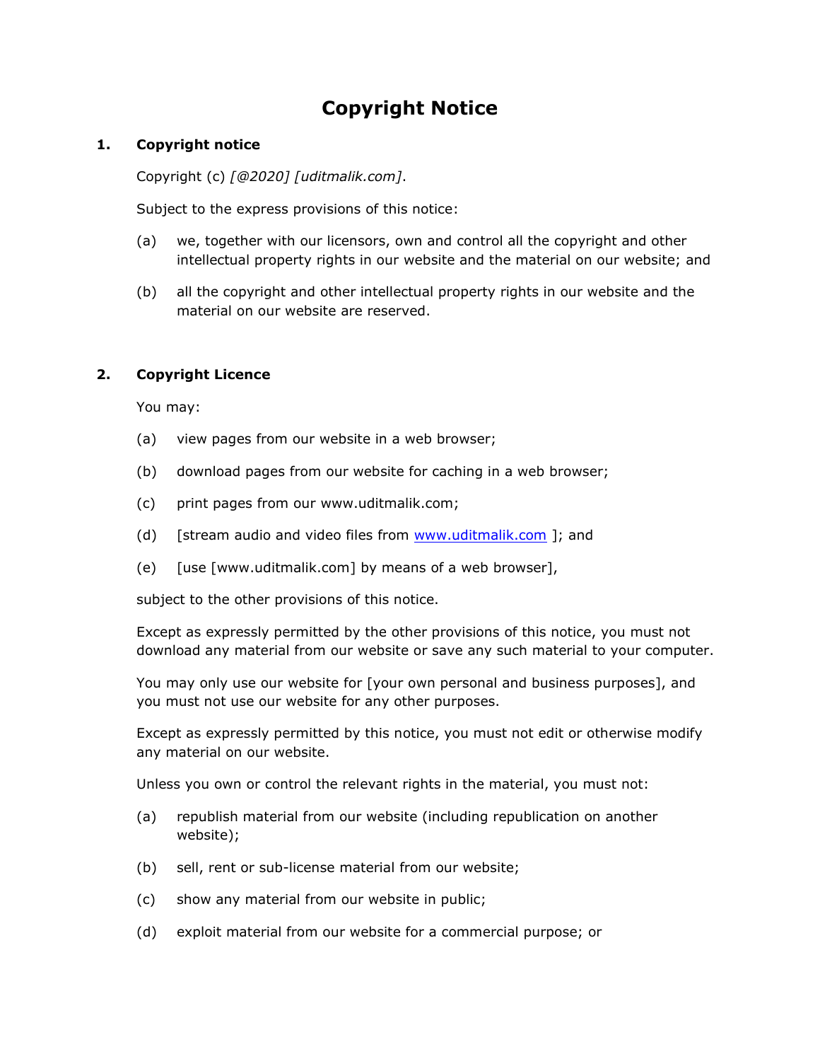# Copyright Notice

## 1. Copyright notice

Copyright (c) *[@2020] [uditmalik.com]*.

Subject to the express provisions of this notice:

(a) we, together with our licensors, own and control all the copyright and other intellectual property rights in our website and the material on our website; and

(b) all the copyright and other intellectual property rights in our website and the material on our website are reserved.

## 2. Copyright Licence

You may:

(a) view pages from our website in a web browser;

(b) download pages from our website for caching in a web browser;

(c) print pages from our www.uditmalik.com;

(d) [stream audio and video files from www.uditmalik.com ]; and

(e) [use [www.uditmalik.com] by means of a web browser],

subject to the other provisions of this notice.

Except as expressly permitted by the other provisions of this notice, you must not download any material from our website or save any such material to your computer.

You may only use our website for [your own personal and business purposes], and you must not use our website for any other purposes.

Except as expressly permitted by this notice, you must not edit or otherwise modify any material on our website.

Unless you own or control the relevant rights in the material, you must not:

(a) republish material from our website (including republication on another website);

(b) sell, rent or sub-license material from our website;

(c) show any material from our website in public;

(d) exploit material from our website for a commercial purpose; or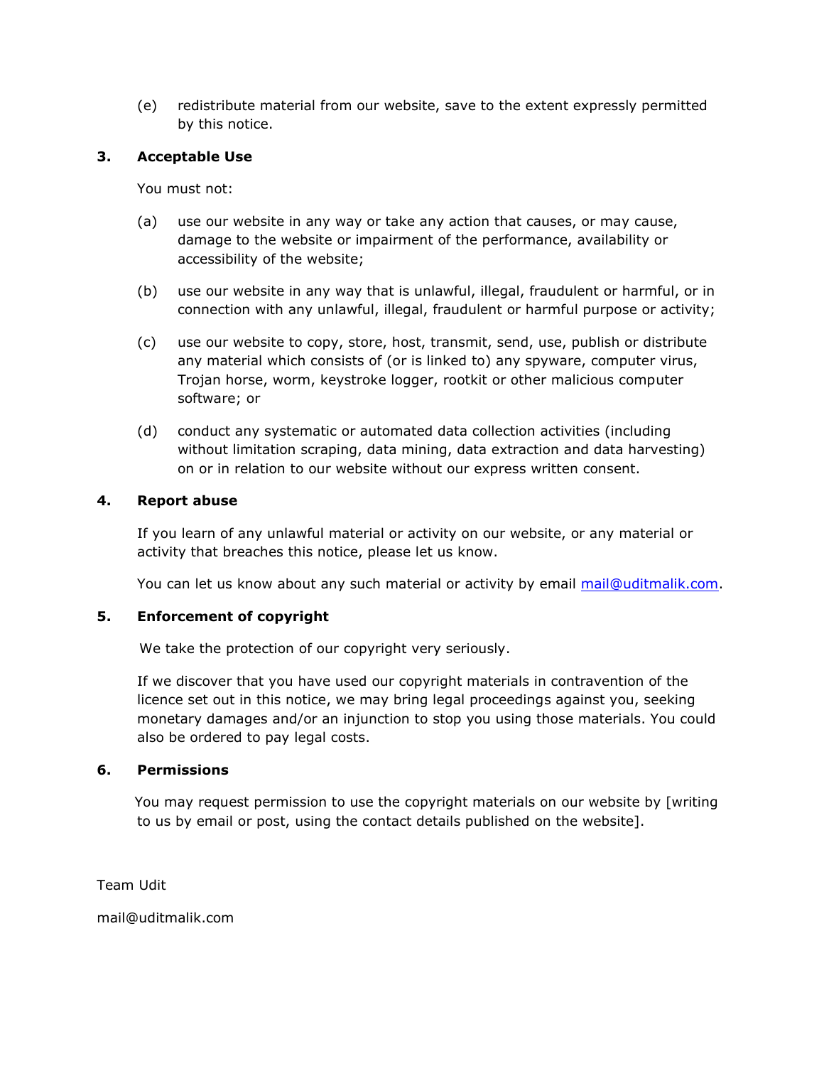(e) redistribute material from our website, save to the extent expressly permitted by this notice.

## 3. Acceptable Use

You must not:

(a) use our website in any way or take any action that causes, or may cause, damage to the website or impairment of the performance, availability or accessibility of the website;

(b) use our website in any way that is unlawful, illegal, fraudulent or harmful, or in connection with any unlawful, illegal, fraudulent or harmful purpose or activity;

(c) use our website to copy, store, host, transmit, send, use, publish or distribute any material which consists of (or is linked to) any spyware, computer virus, Trojan horse, worm, keystroke logger, rootkit or other malicious computer software; or

(d) conduct any systematic or automated data collection activities (including without limitation scraping, data mining, data extraction and data harvesting) on or in relation to our website without our express written consent.

## 4. Report abuse

If you learn of any unlawful material or activity on our website, or any material or activity that breaches this notice, please let us know.

You can let us know about any such material or activity by email mail@uditmalik.com.

## 5. Enforcement of copyright

We take the protection of our copyright very seriously.

If we discover that you have used our copyright materials in contravention of the licence set out in this notice, we may bring legal proceedings against you, seeking monetary damages and/or an injunction to stop you using those materials. You could also be ordered to pay legal costs.

## 6. Permissions

You may request permission to use the copyright materials on our website by [writing to us by email or post, using the contact details published on the website].

Team Udit

mail@uditmalik.com